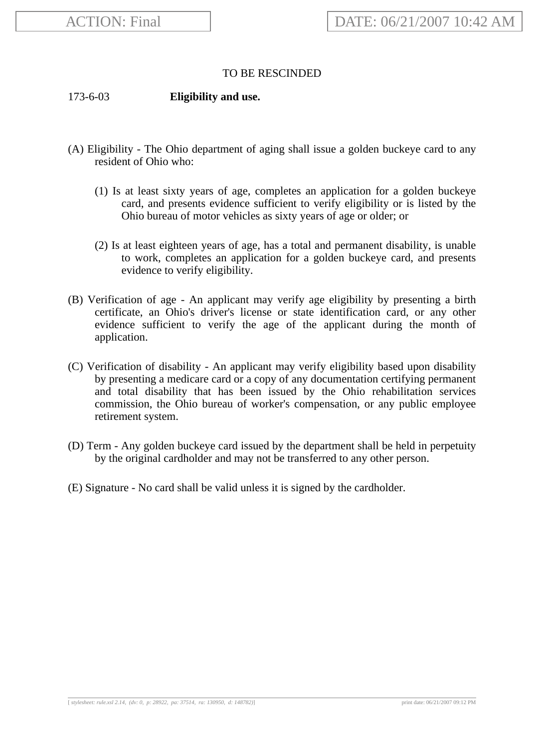TO BE RESCINDED

173-6-03 **Eligibility and use.**

(A) Eligibility - The Ohio department of aging shall issue a golden buckeye card to any resident of Ohio who:

(1) Is at least sixty years of age, completes an application for a golden buckeye card, and presents evidence sufficient to verify eligibility or is listed by the Ohio bureau of motor vehicles as sixty years of age or older; or

(2) Is at least eighteen years of age, has a total and permanent disability, is unable to work, completes an application for a golden buckeye card, and presents evidence to verify eligibility.

(B) Verification of age - An applicant may verify age eligibility by presenting a birth certificate, an Ohio's driver's license or state identification card, or any other evidence sufficient to verify the age of the applicant during the month of application.

(C) Verification of disability - An applicant may verify eligibility based upon disability by presenting a medicare card or a copy of any documentation certifying permanent and total disability that has been issued by the Ohio rehabilitation services commission, the Ohio bureau of worker's compensation, or any public employee retirement system.

(D) Term - Any golden buckeye card issued by the department shall be held in perpetuity by the original cardholder and may not be transferred to any other person.

(E) Signature - No card shall be valid unless it is signed by the cardholder.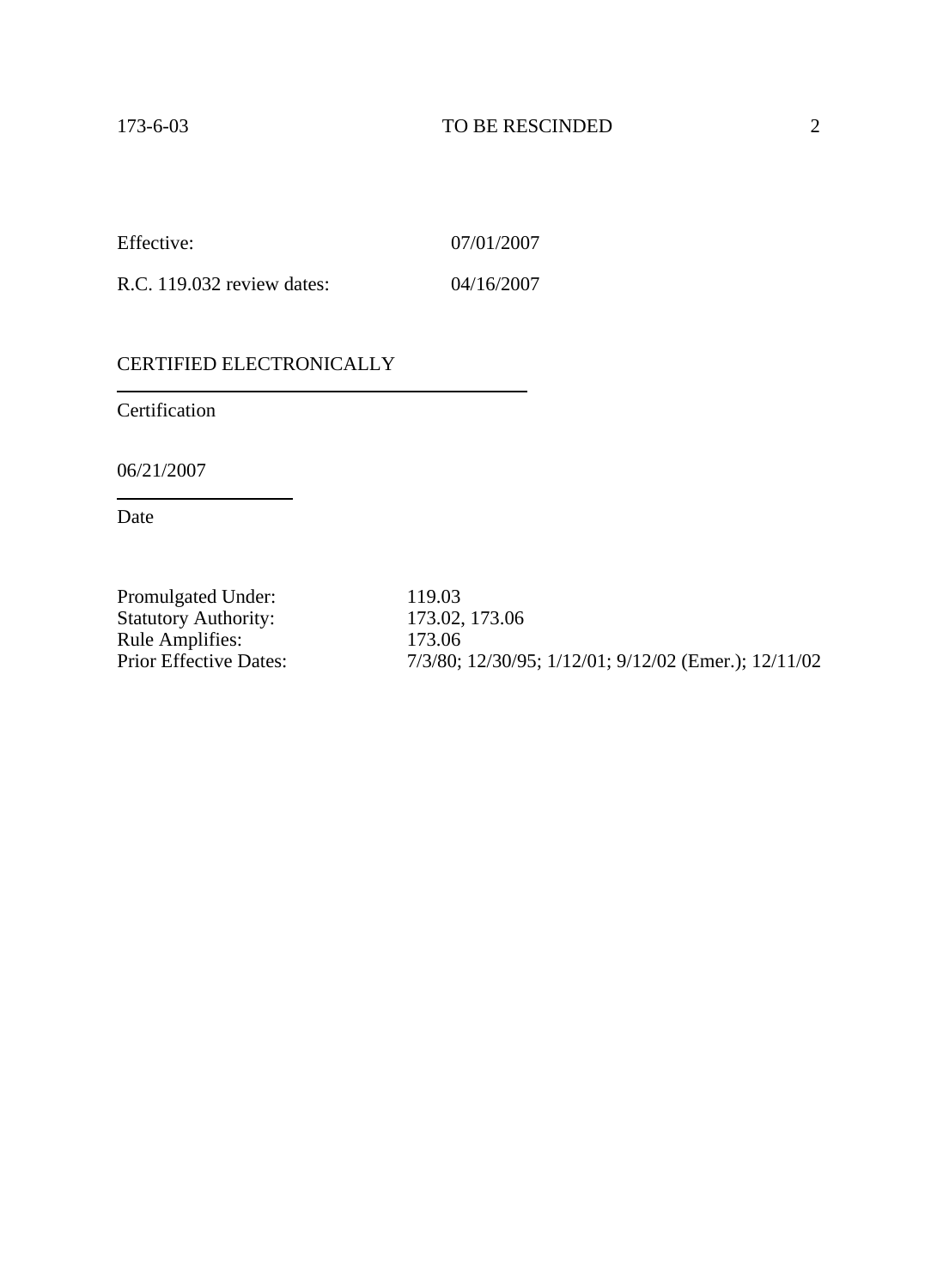Effective: 07/01/2007

R.C. 119.032 review dates: 04/16/2007

CERTIFIED ELECTRONICALLY

Certification

06/21/2007

Date

| | |
|---|---|
| Promulgated Under: | 119.03 |
| Statutory Authority: | 173.02, 173.06 |
| Rule Amplifies: | 173.06 |
| Prior Effective Dates: | 7/3/80; 12/30/95; 1/12/01; 9/12/02 (Emer.); 12/11/02 |